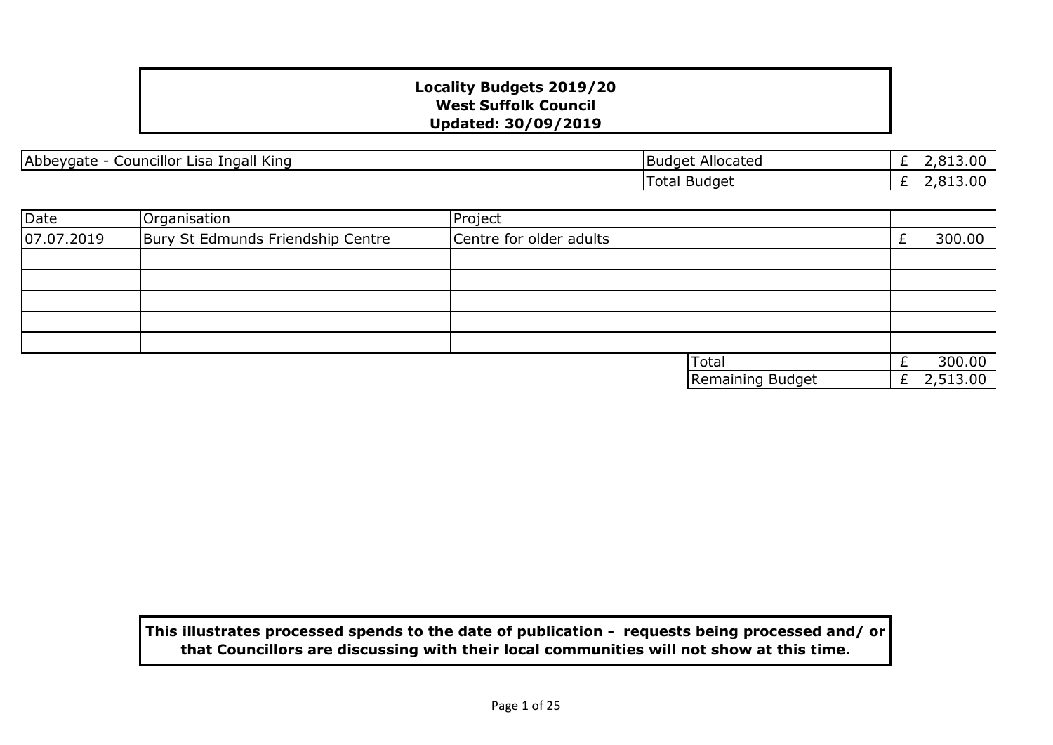**Locality Budgets 2019/20**
**West Suffolk Council**
**Updated: 30/09/2019**

| Abbeygate - Councillor Lisa Ingall King | Budget Allocated | £ 2,813.00 |
|---|---|---|
| | Total Budget | £ 2,813.00 |

| Date | Organisation | Project | |
|---|---|---|---|
| 07.07.2019 | Bury St Edmunds Friendship Centre | Centre for older adults | £ 300.00 |
| | | | |
| | | | |
| | | | |
| | | | |
| | | | |
| | | Total | £ 300.00 |
| | | Remaining Budget | £ 2,513.00 |

**This illustrates processed spends to the date of publication - requests being processed and/ or that Councillors are discussing with their local communities will not show at this time.**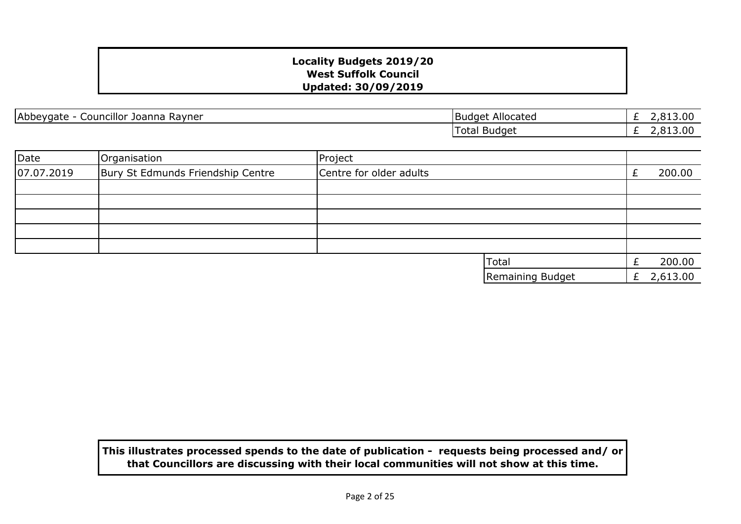**Locality Budgets 2019/20**
**West Suffolk Council**
**Updated: 30/09/2019**

| Abbeygate - Councillor Joanna Rayner | | |
|---|---|---|
| | Budget Allocated | £ 2,813.00 |
| | Total Budget | £ 2,813.00 |

| Date | Organisation | Project | |
|---|---|---|---|
| 07.07.2019 | Bury St Edmunds Friendship Centre | Centre for older adults | £ 200.00 |
| | | | |
| | | | |
| | | | |
| | | | |
| | | | |
| | | Total | £ 200.00 |
| | | Remaining Budget | £ 2,613.00 |

**This illustrates processed spends to the date of publication - requests being processed and/ or that Councillors are discussing with their local communities will not show at this time.**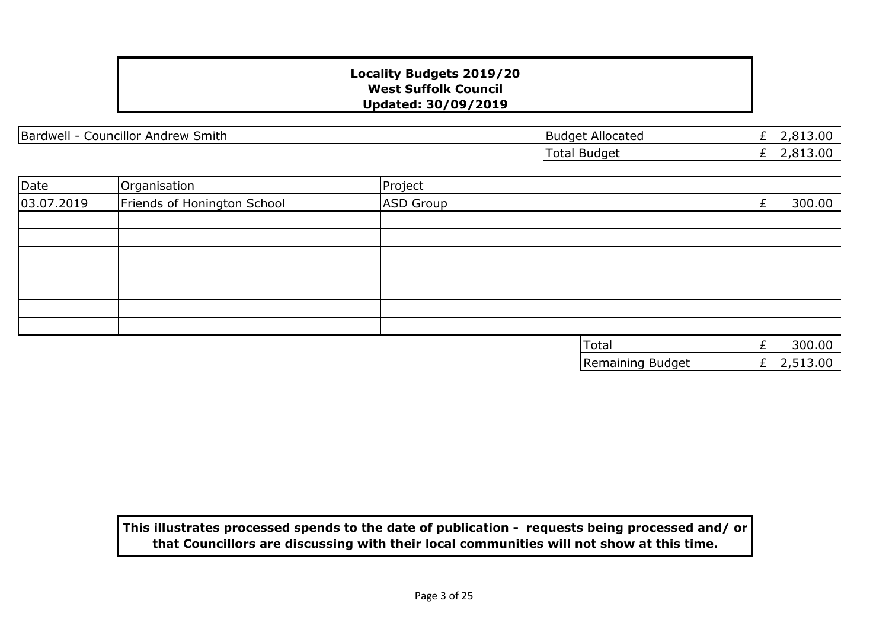**Locality Budgets 2019/20**
**West Suffolk Council**
**Updated: 30/09/2019**

| Bardwell - Councillor Andrew Smith | Budget Allocated | £ 2,813.00 |
|---|---|---|
| | Total Budget | £ 2,813.00 |

| Date | Organisation | Project | |
|---|---|---|---|
| 03.07.2019 | Friends of Honington School | ASD Group | £ 300.00 |
| | | | |
| | | | |
| | | | |
| | | | |
| | | | |
| | | | |
| | | | |
| | | Total | £ 300.00 |
| | | Remaining Budget | £ 2,513.00 |

**This illustrates processed spends to the date of publication - requests being processed and/ or that Councillors are discussing with their local communities will not show at this time.**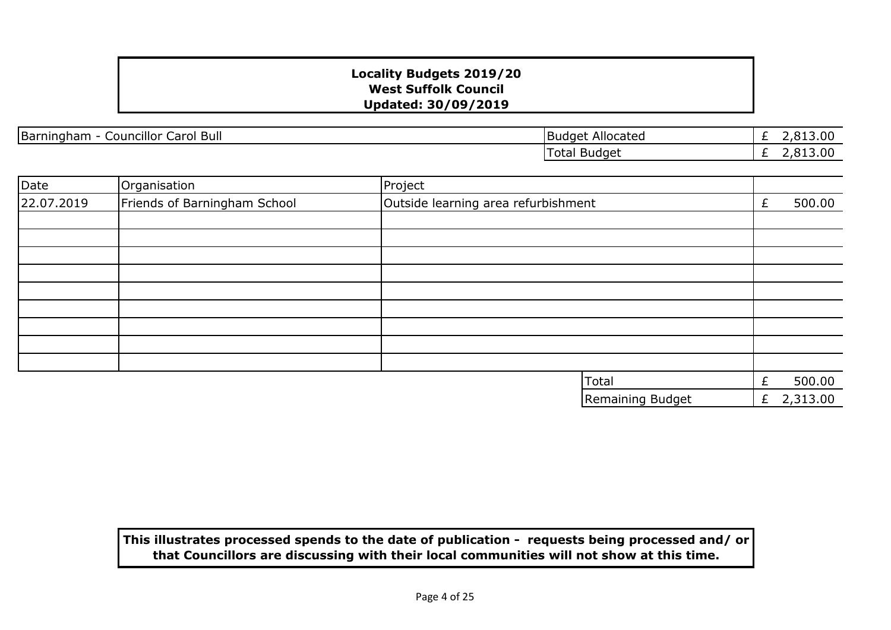**Locality Budgets 2019/20**
**West Suffolk Council**
**Updated: 30/09/2019**

| Barningham - Councillor Carol Bull | Budget Allocated | £ 2,813.00 |
|---|---|---|
| | Total Budget | £ 2,813.00 |

| Date | Organisation | Project | |
|---|---|---|---|
| 22.07.2019 | Friends of Barningham School | Outside learning area refurbishment | £ 500.00 |
| | | | |
| | | | |
| | | | |
| | | | |
| | | | |
| | | | |
| | | | |
| | | | |
| | | | |
| | | Total | £ 500.00 |
| | | Remaining Budget | £ 2,313.00 |

**This illustrates processed spends to the date of publication - requests being processed and/ or that Councillors are discussing with their local communities will not show at this time.**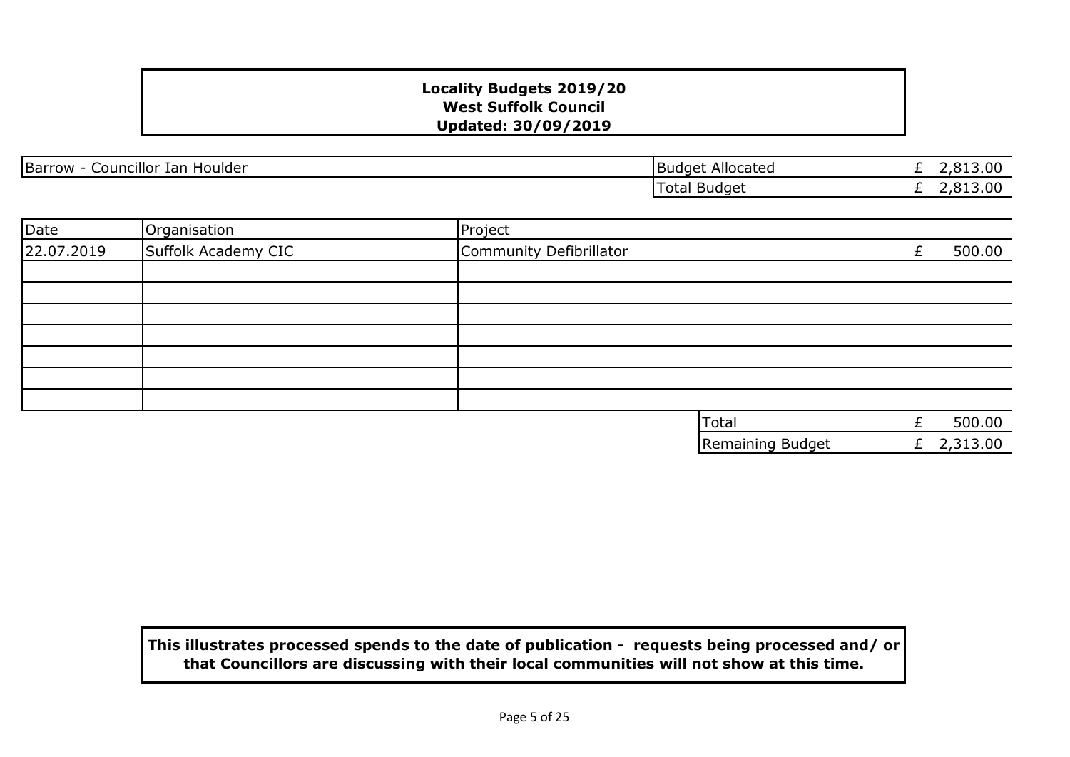**Locality Budgets 2019/20**
**West Suffolk Council**
**Updated: 30/09/2019**

| Barrow - Councillor Ian Houlder | Budget Allocated | £ 2,813.00 |
|---|---|---|
| | Total Budget | £ 2,813.00 |

| Date | Organisation | Project | |
|---|---|---|---|
| 22.07.2019 | Suffolk Academy CIC | Community Defibrillator | £ 500.00 |
| | | | |
| | | | |
| | | | |
| | | | |
| | | | |
| | | | |
| | | | |
| | | Total | £ 500.00 |
| | | Remaining Budget | £ 2,313.00 |

**This illustrates processed spends to the date of publication - requests being processed and/ or that Councillors are discussing with their local communities will not show at this time.**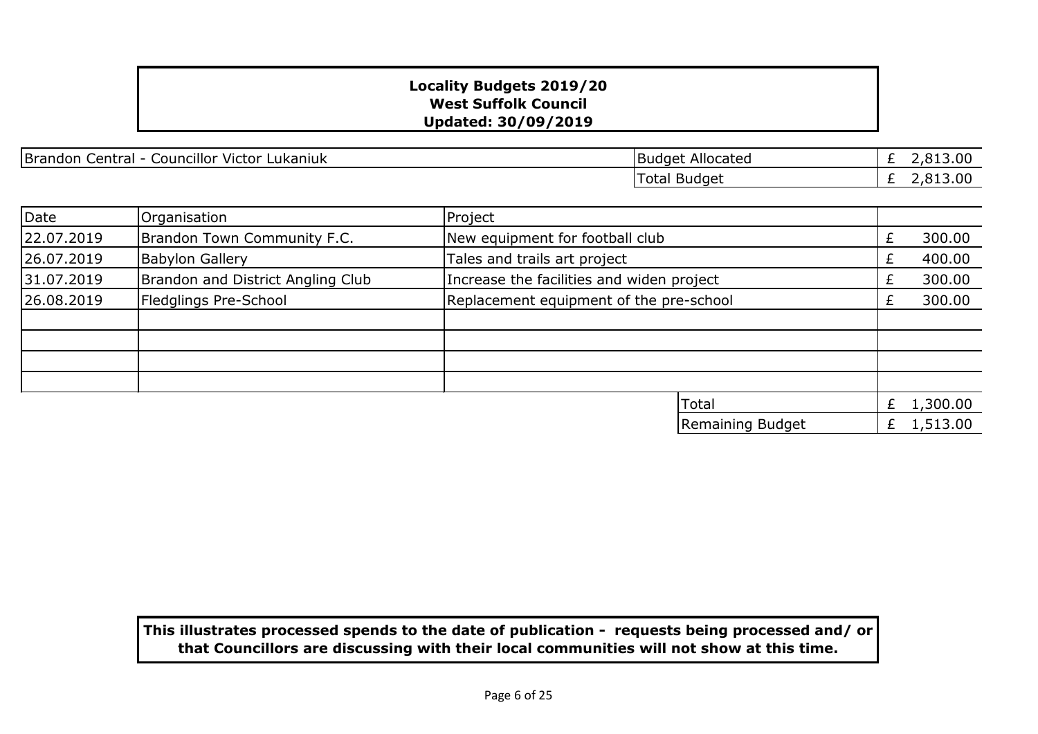**Locality Budgets 2019/20**
**West Suffolk Council**
**Updated: 30/09/2019**

| Brandon Central - Councillor Victor Lukaniuk | Budget Allocated | £ 2,813.00 |
|---|---|---|
| | Total Budget | £ 2,813.00 |

| Date | Organisation | Project | |
|---|---|---|---|
| 22.07.2019 | Brandon Town Community F.C. | New equipment for football club | £ 300.00 |
| 26.07.2019 | Babylon Gallery | Tales and trails art project | £ 400.00 |
| 31.07.2019 | Brandon and District Angling Club | Increase the facilities and widen project | £ 300.00 |
| 26.08.2019 | Fledglings Pre-School | Replacement equipment of the pre-school | £ 300.00 |
| | | | |
| | | | |
| | | | |
| | | | |
| | | Total | £ 1,300.00 |
| | | Remaining Budget | £ 1,513.00 |

**This illustrates processed spends to the date of publication - requests being processed and/ or that Councillors are discussing with their local communities will not show at this time.**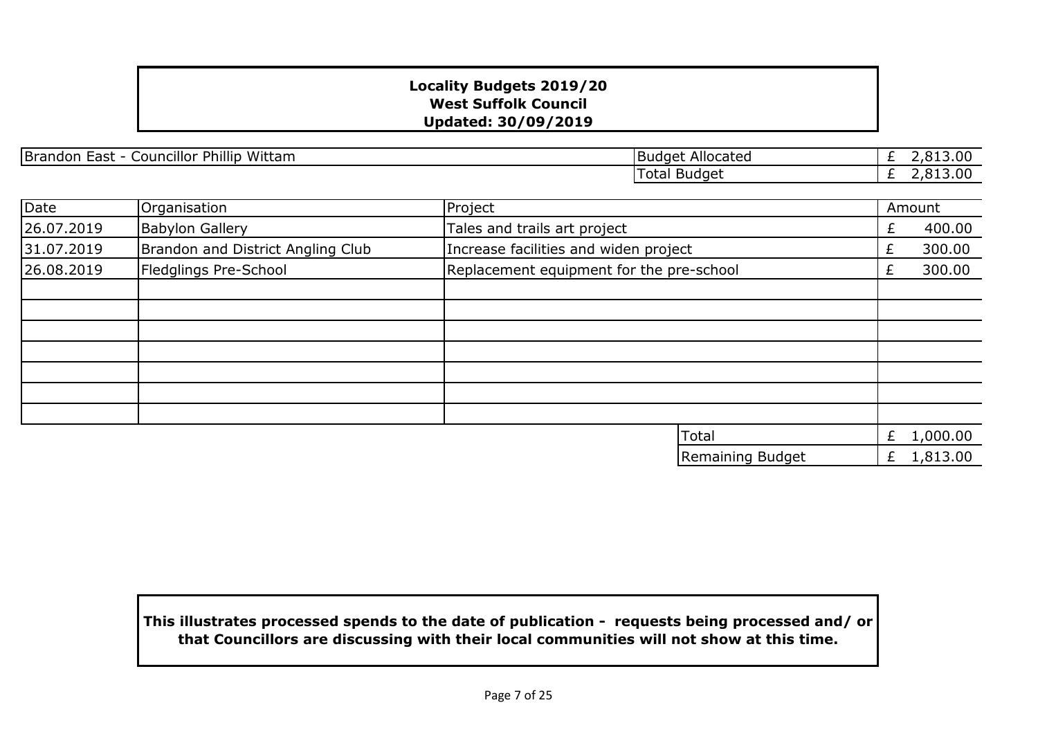**Locality Budgets 2019/20**
**West Suffolk Council**
**Updated: 30/09/2019**

| Brandon East - Councillor Phillip Wittam | Budget Allocated | £ 2,813.00 |
|---|---|---|
| | Total Budget | £ 2,813.00 |

| Date | Organisation | Project | Amount |
|---|---|---|---|
| 26.07.2019 | Babylon Gallery | Tales and trails art project | £ 400.00 |
| 31.07.2019 | Brandon and District Angling Club | Increase facilities and widen project | £ 300.00 |
| 26.08.2019 | Fledglings Pre-School | Replacement equipment for the pre-school | £ 300.00 |
| | | | |
| | | | |
| | | | |
| | | | |
| | | | |
| | | | |
| | | | |
| | | Total | £ 1,000.00 |
| | | Remaining Budget | £ 1,813.00 |

**This illustrates processed spends to the date of publication - requests being processed and/ or that Councillors are discussing with their local communities will not show at this time.**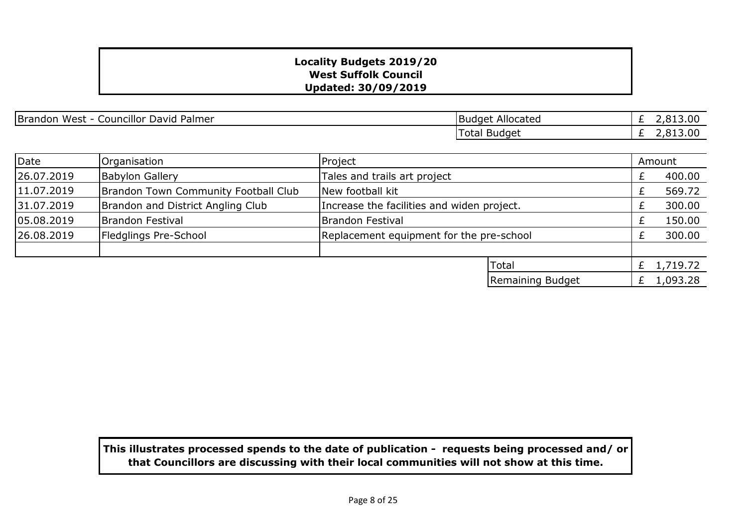**Locality Budgets 2019/20**
**West Suffolk Council**
**Updated: 30/09/2019**

| Brandon West - Councillor David Palmer | Budget Allocated | £ 2,813.00 |
|---|---|---|
| | Total Budget | £ 2,813.00 |

| Date | Organisation | Project | Amount |
|---|---|---|---|
| 26.07.2019 | Babylon Gallery | Tales and trails art project | £ 400.00 |
| 11.07.2019 | Brandon Town Community Football Club | New football kit | £ 569.72 |
| 31.07.2019 | Brandon and District Angling Club | Increase the facilities and widen project. | £ 300.00 |
| 05.08.2019 | Brandon Festival | Brandon Festival | £ 150.00 |
| 26.08.2019 | Fledglings Pre-School | Replacement equipment for the pre-school | £ 300.00 |
| | | | |
| | | Total | £ 1,719.72 |
| | | Remaining Budget | £ 1,093.28 |

**This illustrates processed spends to the date of publication - requests being processed and/ or that Councillors are discussing with their local communities will not show at this time.**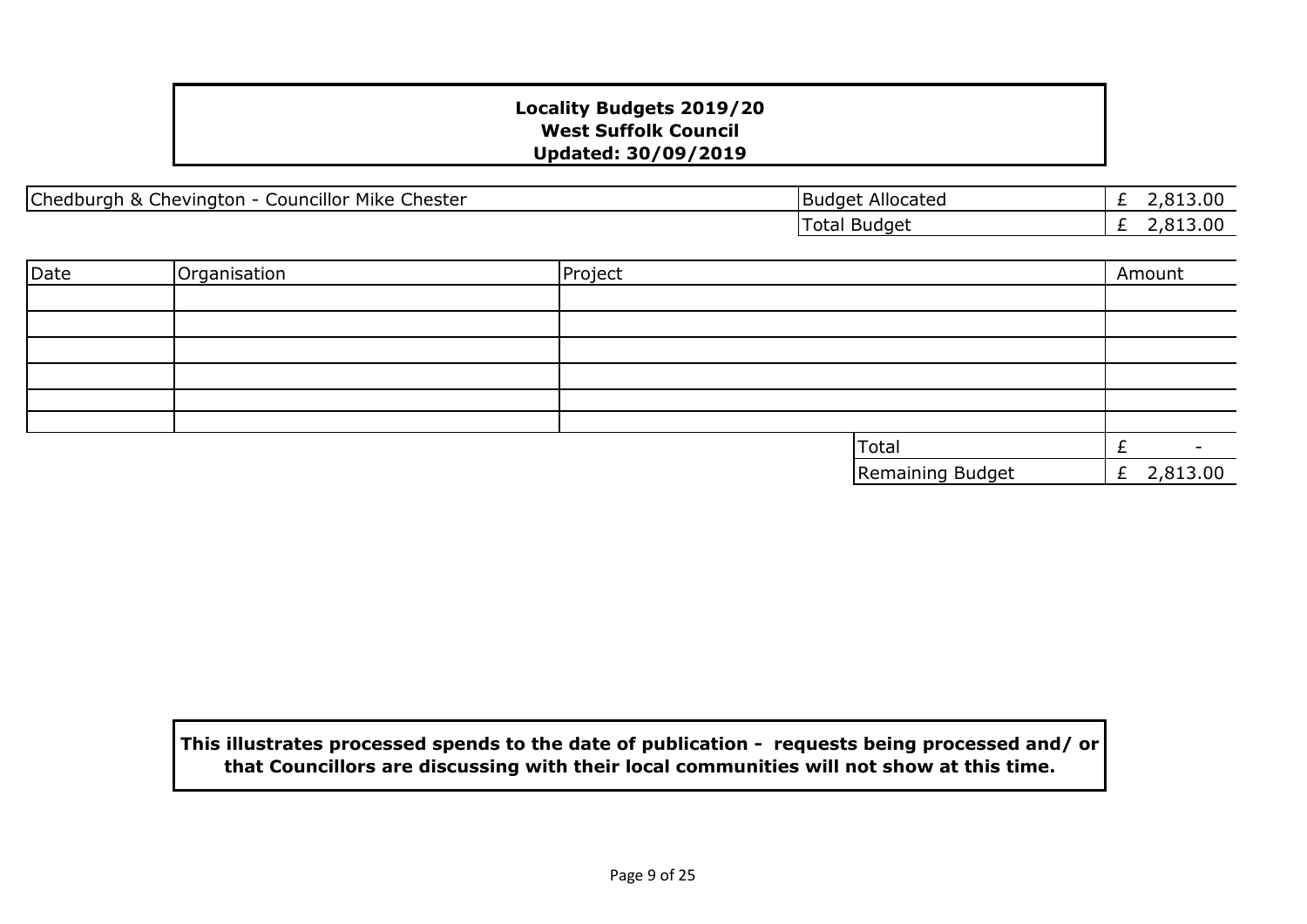**Locality Budgets 2019/20**
**West Suffolk Council**
**Updated: 30/09/2019**

| Chedburgh & Chevington - Councillor Mike Chester | Budget Allocated | £ 2,813.00 |
|---|---|---|
| | Total Budget | £ 2,813.00 |

| Date | Organisation | Project | | Amount |
|---|---|---|---|---|
| | | | | |
| | | | | |
| | | | | |
| | | | | |
| | | | | |
| | | | | |
| | | | Total | £ - |
| | | | Remaining Budget | £ 2,813.00 |

**This illustrates processed spends to the date of publication - requests being processed and/ or that Councillors are discussing with their local communities will not show at this time.**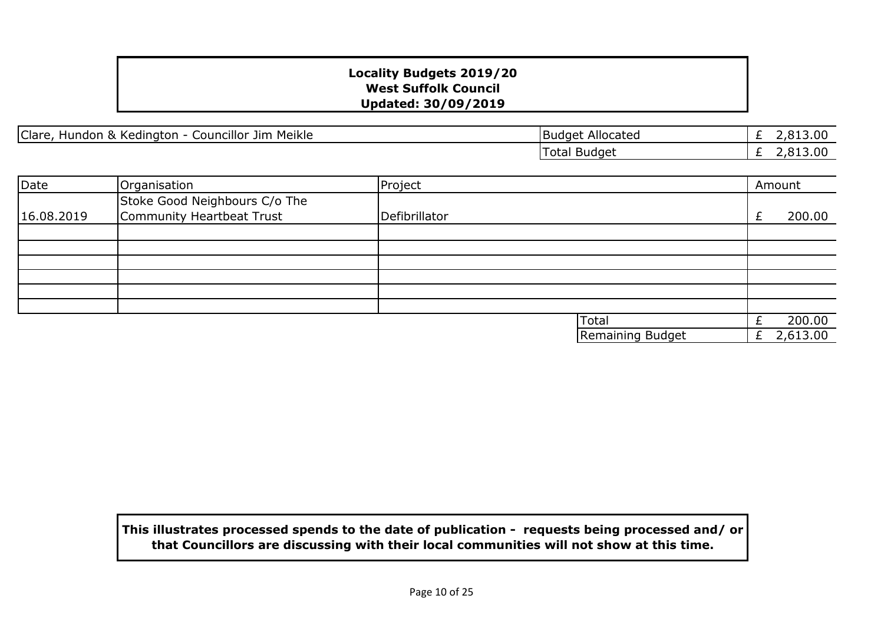**Locality Budgets 2019/20**
**West Suffolk Council**
**Updated: 30/09/2019**

| Clare, Hundon & Kedington - Councillor Jim Meikle | Budget Allocated | £ 2,813.00 |
|---|---|---|
| | Total Budget | £ 2,813.00 |

| Date | Organisation | Project | | Amount |
|---|---|---|---|---|
| 16.08.2019 | Stoke Good Neighbours C/o The Community Heartbeat Trust | Defibrillator | | £ 200.00 |
| | | | | |
| | | | | |
| | | | | |
| | | | | |
| | | | | |
| | | | | |
| | | | Total | £ 200.00 |
| | | | Remaining Budget | £ 2,613.00 |

**This illustrates processed spends to the date of publication - requests being processed and/ or that Councillors are discussing with their local communities will not show at this time.**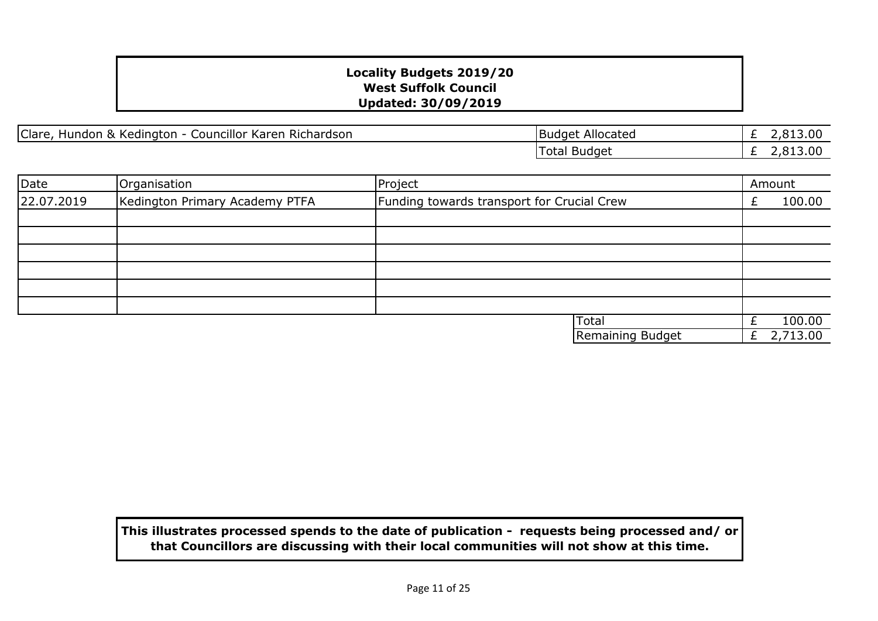**Locality Budgets 2019/20**
**West Suffolk Council**
**Updated: 30/09/2019**

| Clare, Hundon & Kedington - Councillor Karen Richardson | Budget Allocated | £ 2,813.00 |
|---|---|---|
| | Total Budget | £ 2,813.00 |

| Date | Organisation | Project | Amount |
|---|---|---|---|
| 22.07.2019 | Kedington Primary Academy PTFA | Funding towards transport for Crucial Crew | £ 100.00 |
| | | | |
| | | | |
| | | | |
| | | | |
| | | | |
| | | | |
| | | Total | £ 100.00 |
| | | Remaining Budget | £ 2,713.00 |

**This illustrates processed spends to the date of publication - requests being processed and/ or that Councillors are discussing with their local communities will not show at this time.**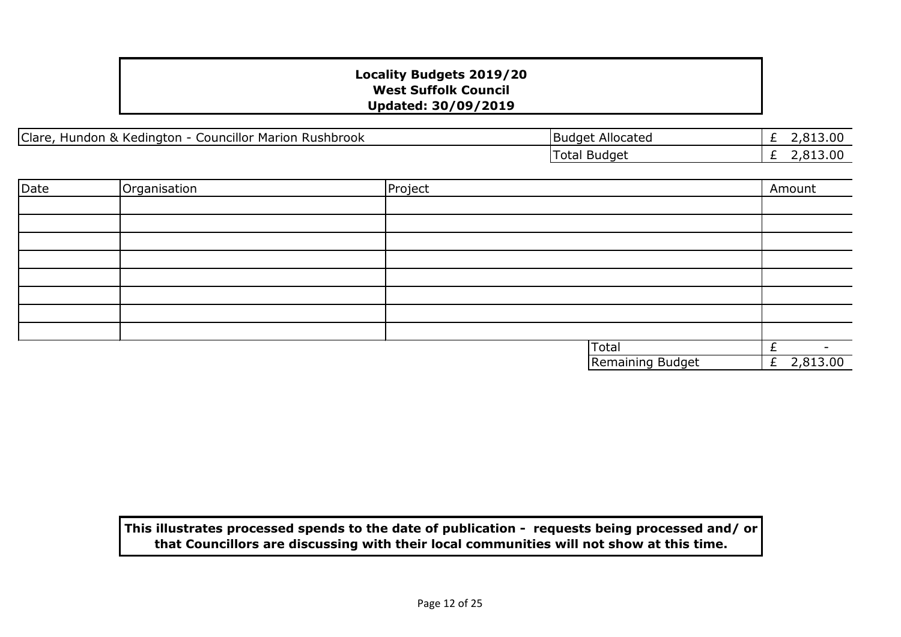**Locality Budgets 2019/20**
**West Suffolk Council**
**Updated: 30/09/2019**

| Clare, Hundon & Kedington - Councillor Marion Rushbrook | Budget Allocated | £ 2,813.00 |
|---|---|---|
| | Total Budget | £ 2,813.00 |

| Date | Organisation | Project | | Amount |
|---|---|---|---|---|
| | | | | |
| | | | | |
| | | | | |
| | | | | |
| | | | | |
| | | | | |
| | | | | |
| | | | | |
| | | | Total | £ - |
| | | | Remaining Budget | £ 2,813.00 |

**This illustrates processed spends to the date of publication - requests being processed and/ or that Councillors are discussing with their local communities will not show at this time.**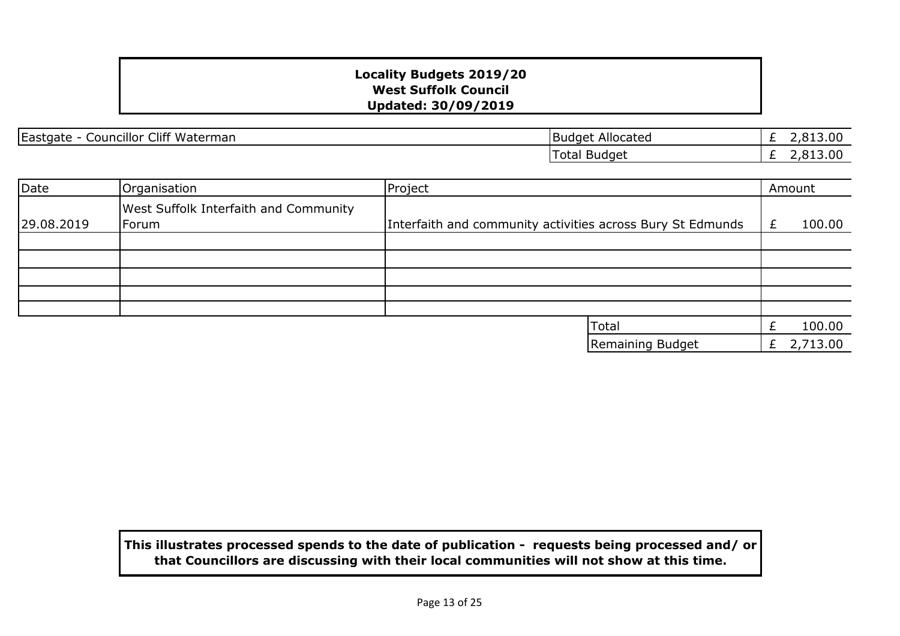**Locality Budgets 2019/20**
**West Suffolk Council**
**Updated: 30/09/2019**

| Eastgate - Councillor Cliff Waterman | Budget Allocated | £ 2,813.00 |
|---|---|---|
| | Total Budget | £ 2,813.00 |

| Date | Organisation | Project | Amount |
|---|---|---|---|
| 29.08.2019 | West Suffolk Interfaith and Community Forum | Interfaith and community activities across Bury St Edmunds | £ 100.00 |
| | | | |
| | | | |
| | | | |
| | | | |
| | | | |
| | | Total | £ 100.00 |
| | | Remaining Budget | £ 2,713.00 |

**This illustrates processed spends to the date of publication - requests being processed and/ or that Councillors are discussing with their local communities will not show at this time.**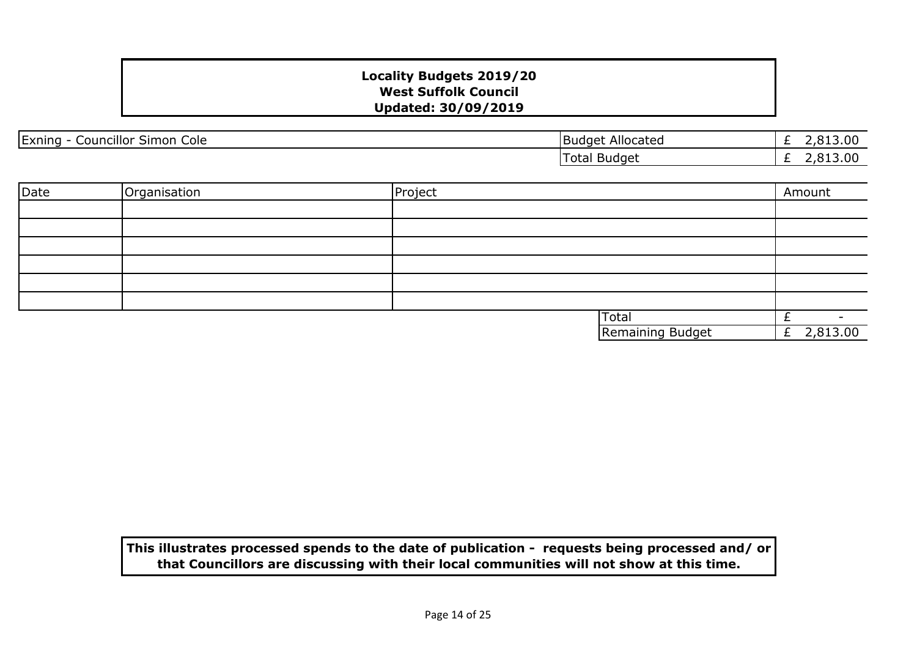**Locality Budgets 2019/20**
**West Suffolk Council**
**Updated: 30/09/2019**

| Exning - Councillor Simon Cole | Budget Allocated | £ 2,813.00 |
|---|---|---|
| | Total Budget | £ 2,813.00 |

| Date | Organisation | Project | Amount |
|---|---|---|---|
| | | | |
| | | | |
| | | | |
| | | | |
| | | | |
| | | | |
| | | Total | £ - |
| | | Remaining Budget | £ 2,813.00 |

**This illustrates processed spends to the date of publication - requests being processed and/ or that Councillors are discussing with their local communities will not show at this time.**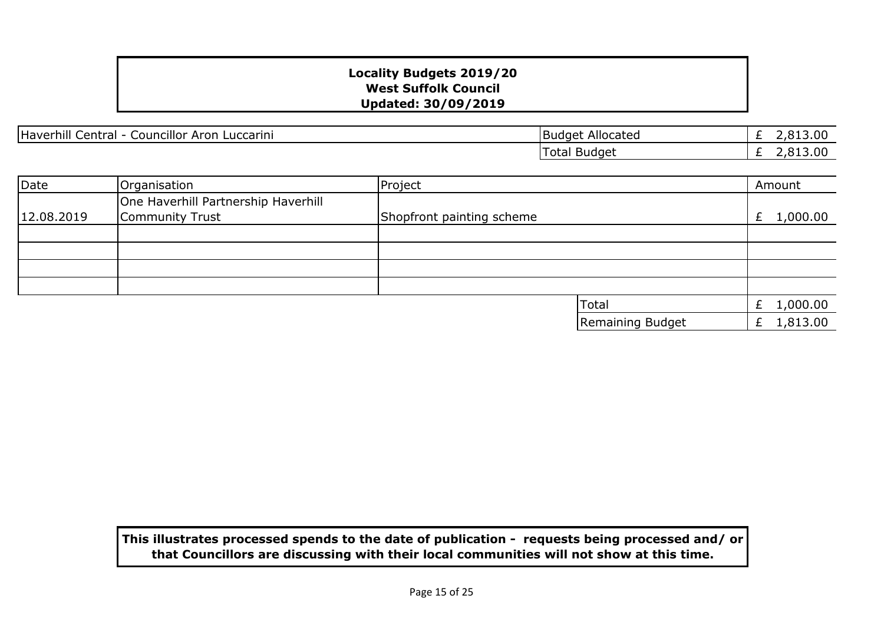**Locality Budgets 2019/20**
**West Suffolk Council**
**Updated: 30/09/2019**

| Haverhill Central - Councillor Aron Luccarini | Budget Allocated | £ 2,813.00 |
|---|---|---|
| | Total Budget | £ 2,813.00 |

| Date | Organisation | Project | | Amount |
|---|---|---|---|---|
| 12.08.2019 | One Haverhill Partnership Haverhill Community Trust | Shopfront painting scheme | | £ 1,000.00 |
| | | | | |
| | | | | |
| | | | | |
| | | | | |
| | | | Total | £ 1,000.00 |
| | | | Remaining Budget | £ 1,813.00 |

**This illustrates processed spends to the date of publication - requests being processed and/ or that Councillors are discussing with their local communities will not show at this time.**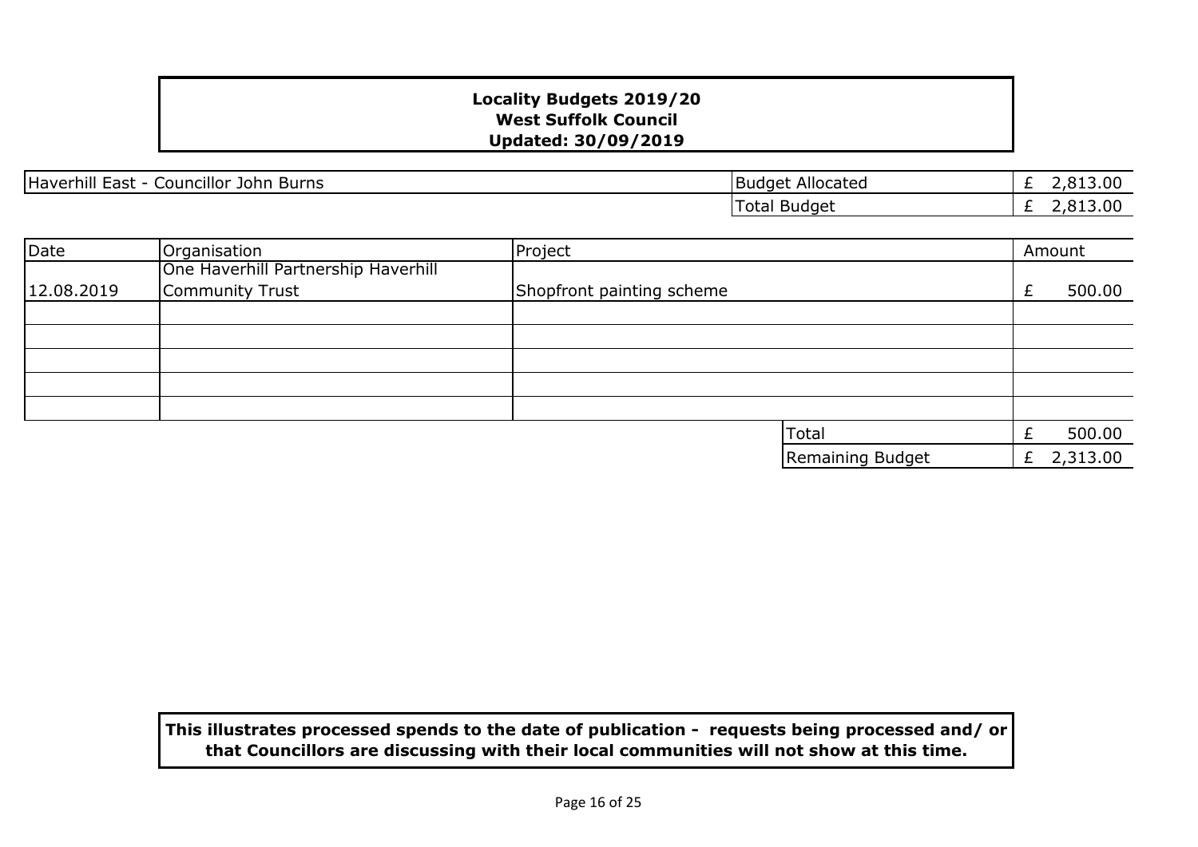**Locality Budgets 2019/20**
**West Suffolk Council**
**Updated: 30/09/2019**

| Haverhill East - Councillor John Burns | Budget Allocated | £ 2,813.00 |
|---|---|---|
| | Total Budget | £ 2,813.00 |

| Date | Organisation | Project | Amount |
|---|---|---|---|
| 12.08.2019 | One Haverhill Partnership Haverhill Community Trust | Shopfront painting scheme | £ 500.00 |
| | | | |
| | | | |
| | | | |
| | | | |
| | | | |
| | | Total | £ 500.00 |
| | | Remaining Budget | £ 2,313.00 |

**This illustrates processed spends to the date of publication - requests being processed and/ or that Councillors are discussing with their local communities will not show at this time.**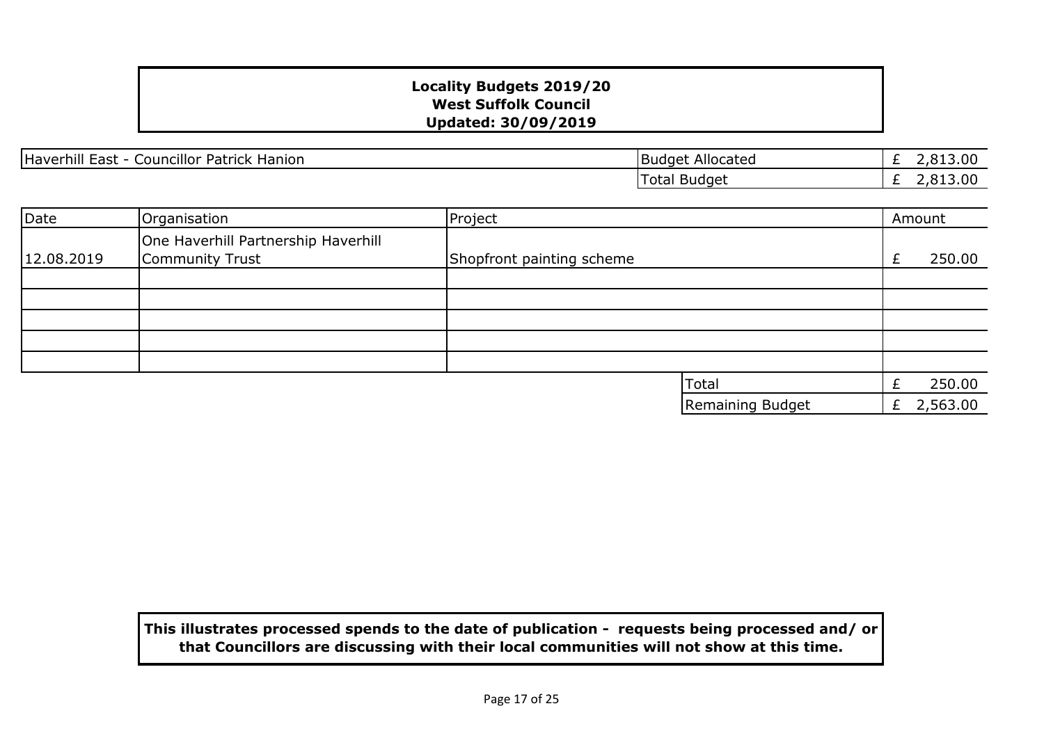**Locality Budgets 2019/20**
**West Suffolk Council**
**Updated: 30/09/2019**

| Haverhill East - Councillor Patrick Hanion | Budget Allocated | £ 2,813.00 |
|---|---|---|
| | Total Budget | £ 2,813.00 |

| Date | Organisation | Project | Amount |
|---|---|---|---|
| 12.08.2019 | One Haverhill Partnership Haverhill Community Trust | Shopfront painting scheme | £ 250.00 |
| | | | |
| | | | |
| | | | |
| | | | |
| | | | |
| | | Total | £ 250.00 |
| | | Remaining Budget | £ 2,563.00 |

**This illustrates processed spends to the date of publication - requests being processed and/ or that Councillors are discussing with their local communities will not show at this time.**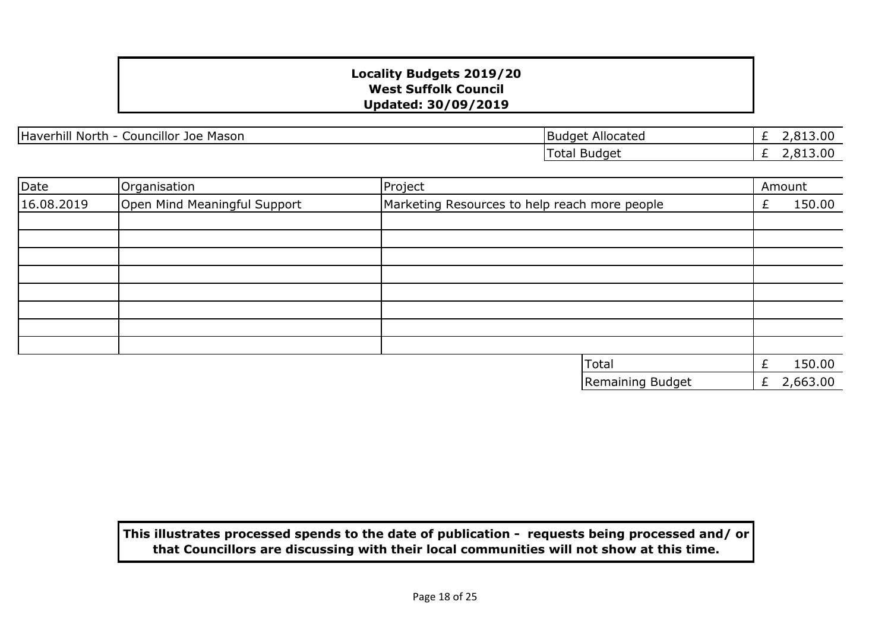**Locality Budgets 2019/20**
**West Suffolk Council**
**Updated: 30/09/2019**

| Haverhill North - Councillor Joe Mason | Budget Allocated | £ 2,813.00 |
|---|---|---|
| | Total Budget | £ 2,813.00 |

| Date | Organisation | Project | Amount |
|---|---|---|---|
| 16.08.2019 | Open Mind Meaningful Support | Marketing Resources to help reach more people | £ 150.00 |
| | | | |
| | | | |
| | | | |
| | | | |
| | | | |
| | | | |
| | | | |
| | | | |
| | | Total | £ 150.00 |
| | | Remaining Budget | £ 2,663.00 |

**This illustrates processed spends to the date of publication - requests being processed and/ or that Councillors are discussing with their local communities will not show at this time.**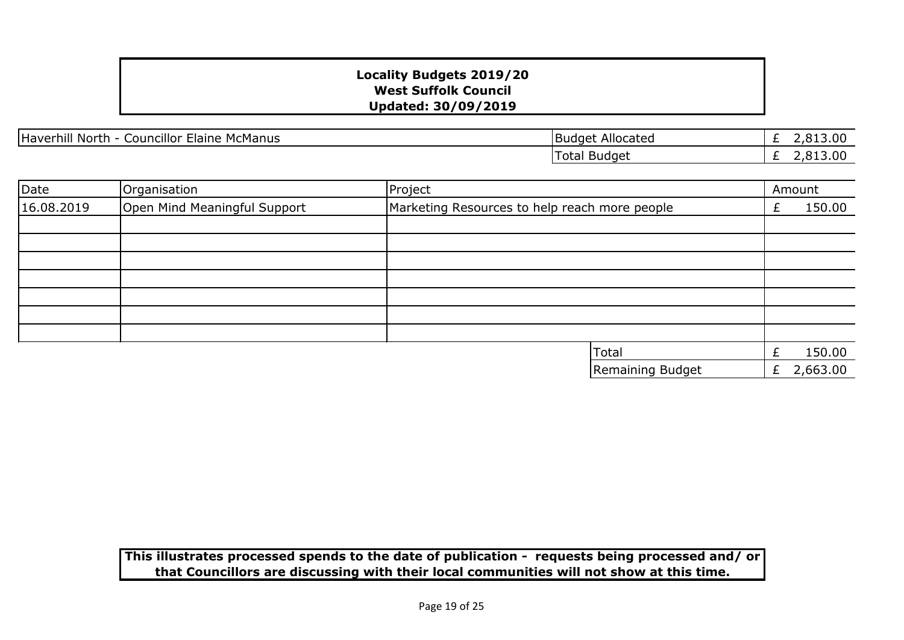**Locality Budgets 2019/20**
**West Suffolk Council**
**Updated: 30/09/2019**

| Haverhill North - Councillor Elaine McManus | Budget Allocated | £ 2,813.00 |
|---|---|---|
| | Total Budget | £ 2,813.00 |

| Date | Organisation | Project | Amount |
|---|---|---|---|
| 16.08.2019 | Open Mind Meaningful Support | Marketing Resources to help reach more people | £ 150.00 |
| | | | |
| | | | |
| | | | |
| | | | |
| | | | |
| | | | |
| | | | |
| | | Total | £ 150.00 |
| | | Remaining Budget | £ 2,663.00 |

**This illustrates processed spends to the date of publication - requests being processed and/ or that Councillors are discussing with their local communities will not show at this time.**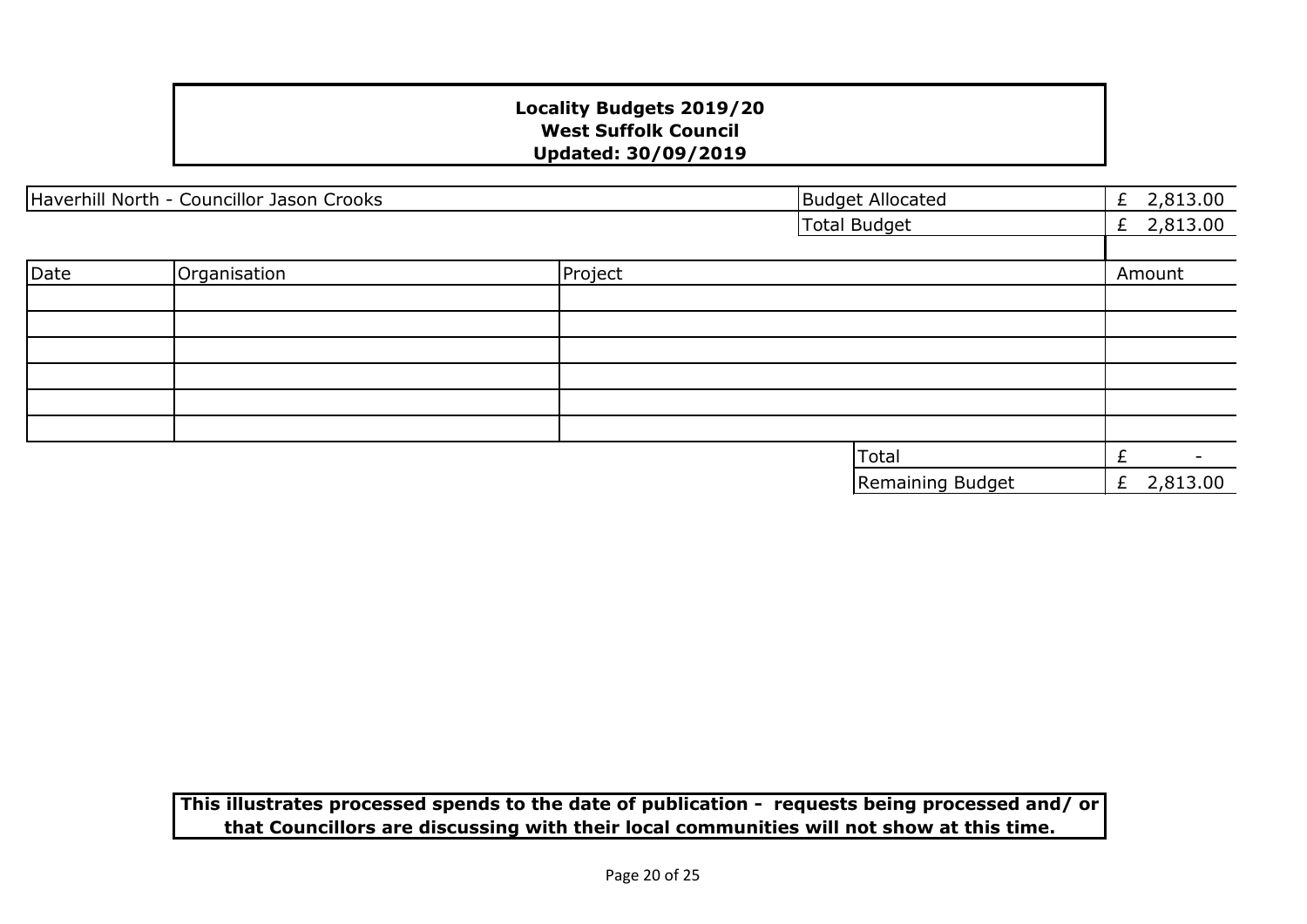**Locality Budgets 2019/20**
**West Suffolk Council**
**Updated: 30/09/2019**

| Haverhill North - Councillor Jason Crooks | | Budget Allocated | £ 2,813.00 |
|---|---|---|---|
| | | Total Budget | £ 2,813.00 |

| Date | Organisation | Project | Amount |
|---|---|---|---|
| | | | |
| | | | |
| | | | |
| | | | |
| | | | |
| | | | |
| | | Total | £ - |
| | | Remaining Budget | £ 2,813.00 |

**This illustrates processed spends to the date of publication - requests being processed and/ or that Councillors are discussing with their local communities will not show at this time.**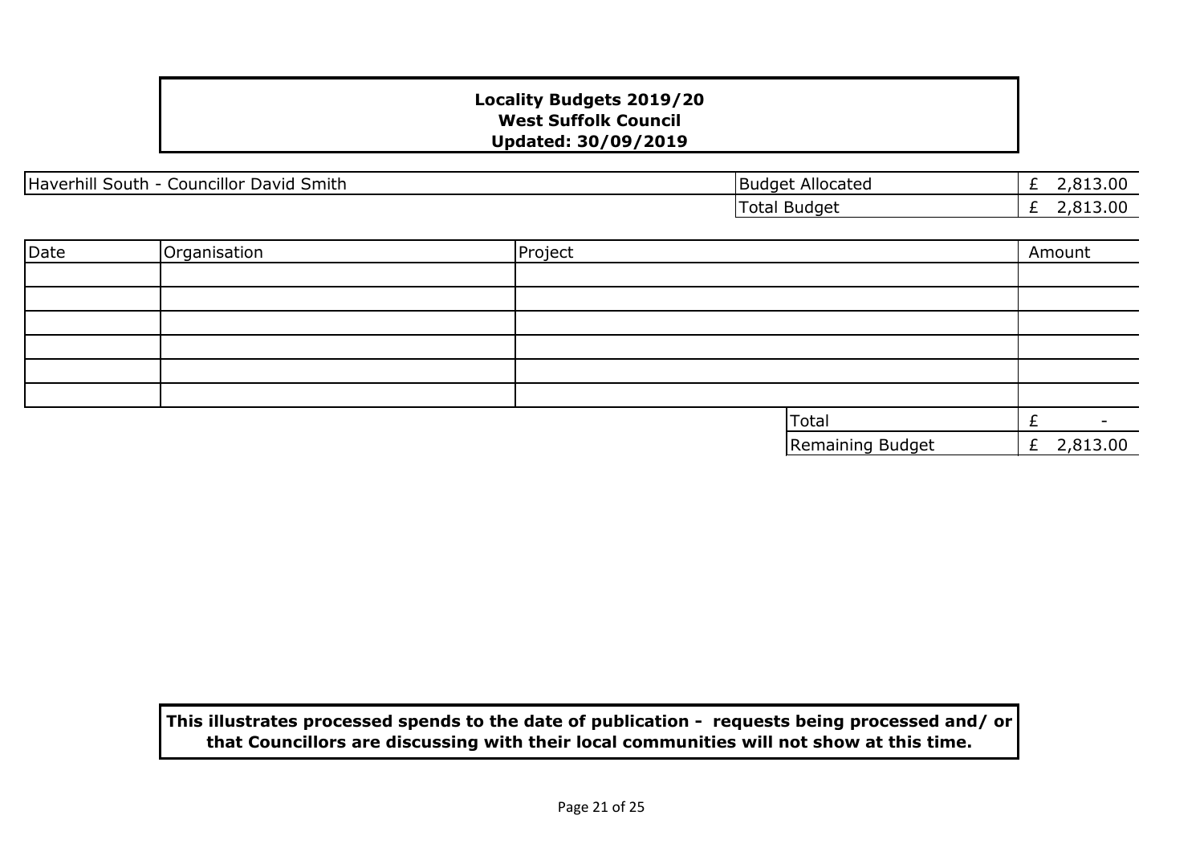**Locality Budgets 2019/20**
**West Suffolk Council**
**Updated: 30/09/2019**

| Haverhill South - Councillor David Smith | Budget Allocated | £ 2,813.00 |
|---|---|---|
| | Total Budget | £ 2,813.00 |

| Date | Organisation | Project | | Amount |
|---|---|---|---|---|
| | | | | |
| | | | | |
| | | | | |
| | | | | |
| | | | | |
| | | | | |
| | | | Total | £ - |
| | | | Remaining Budget | £ 2,813.00 |

**This illustrates processed spends to the date of publication - requests being processed and/ or that Councillors are discussing with their local communities will not show at this time.**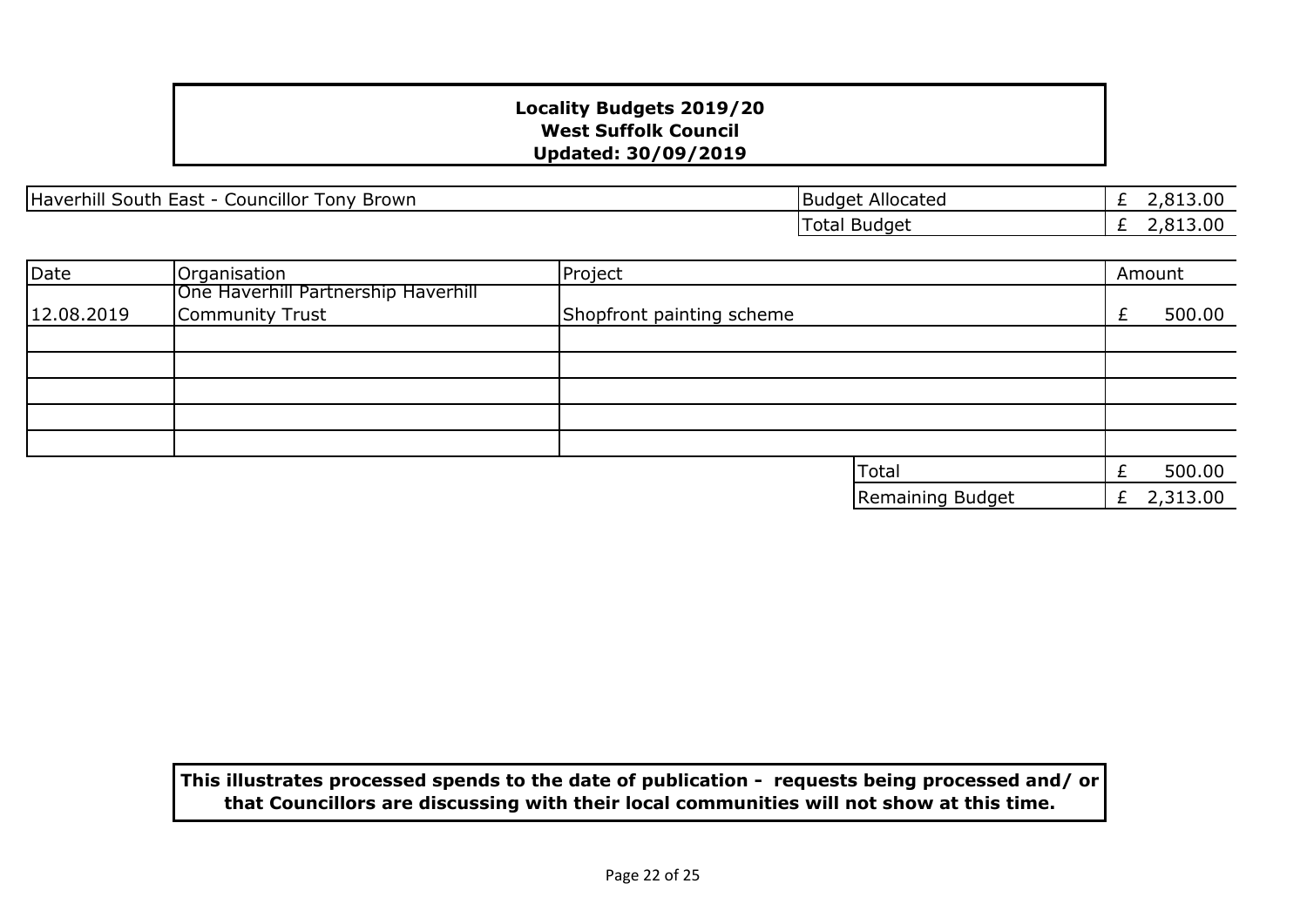**Locality Budgets 2019/20**
**West Suffolk Council**
**Updated: 30/09/2019**

| Haverhill South East - Councillor Tony Brown | Budget Allocated | £ 2,813.00 |
|---|---|---|
| | Total Budget | £ 2,813.00 |

| Date | Organisation | Project | Amount |
|---|---|---|---|
| 12.08.2019 | One Haverhill Partnership Haverhill Community Trust | Shopfront painting scheme | £ 500.00 |
| | | | |
| | | | |
| | | | |
| | | | |
| | | | |
| | | Total | £ 500.00 |
| | | Remaining Budget | £ 2,313.00 |

**This illustrates processed spends to the date of publication - requests being processed and/ or that Councillors are discussing with their local communities will not show at this time.**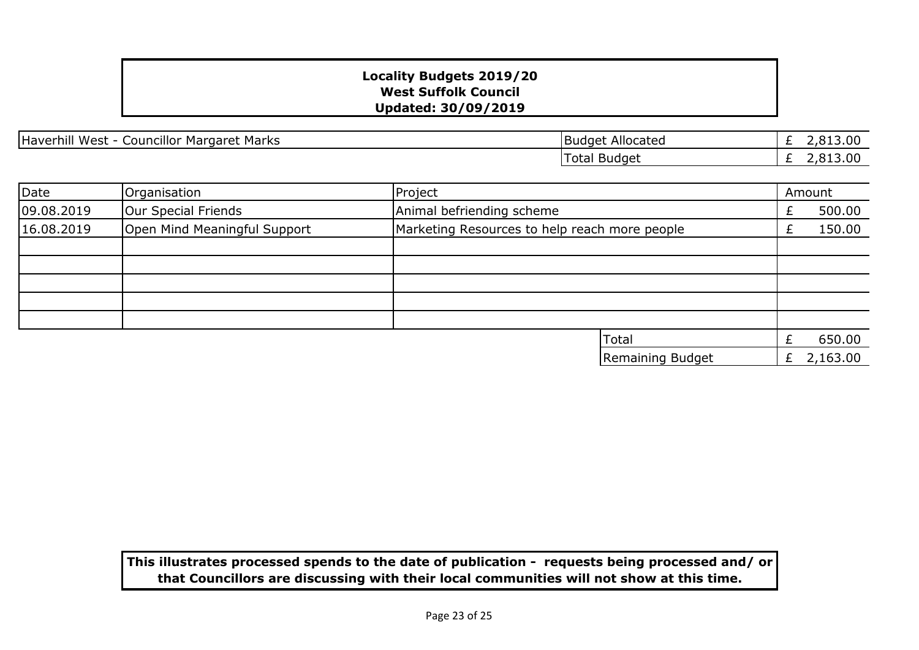**Locality Budgets 2019/20**
**West Suffolk Council**
**Updated: 30/09/2019**

| Haverhill West - Councillor Margaret Marks | Budget Allocated | £ 2,813.00 |
|---|---|---|
| | Total Budget | £ 2,813.00 |

| Date | Organisation | Project | Amount |
|---|---|---|---|
| 09.08.2019 | Our Special Friends | Animal befriending scheme | £ 500.00 |
| 16.08.2019 | Open Mind Meaningful Support | Marketing Resources to help reach more people | £ 150.00 |
| | | | |
| | | | |
| | | | |
| | | | |
| | | | |
| | | Total | £ 650.00 |
| | | Remaining Budget | £ 2,163.00 |

**This illustrates processed spends to the date of publication - requests being processed and/ or that Councillors are discussing with their local communities will not show at this time.**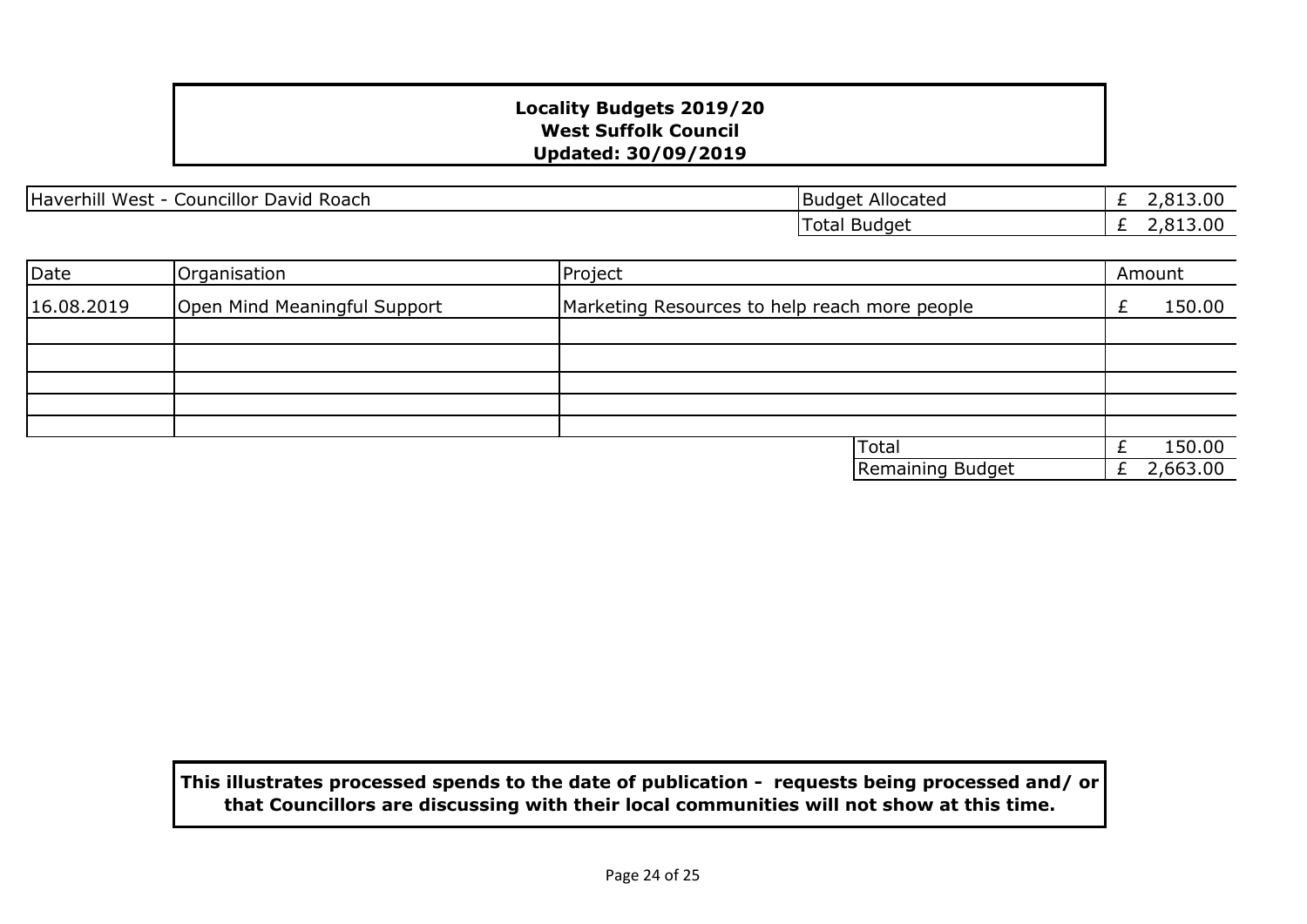**Locality Budgets 2019/20**
**West Suffolk Council**
**Updated: 30/09/2019**

| Haverhill West - Councillor David Roach | Budget Allocated | £ 2,813.00 |
|---|---|---|
| | Total Budget | £ 2,813.00 |

| Date | Organisation | Project | Amount |
|---|---|---|---|
| 16.08.2019 | Open Mind Meaningful Support | Marketing Resources to help reach more people | £ 150.00 |
| | | | |
| | | | |
| | | | |
| | | | |
| | | | |
| | | Total | £ 150.00 |
| | | Remaining Budget | £ 2,663.00 |

**This illustrates processed spends to the date of publication - requests being processed and/ or that Councillors are discussing with their local communities will not show at this time.**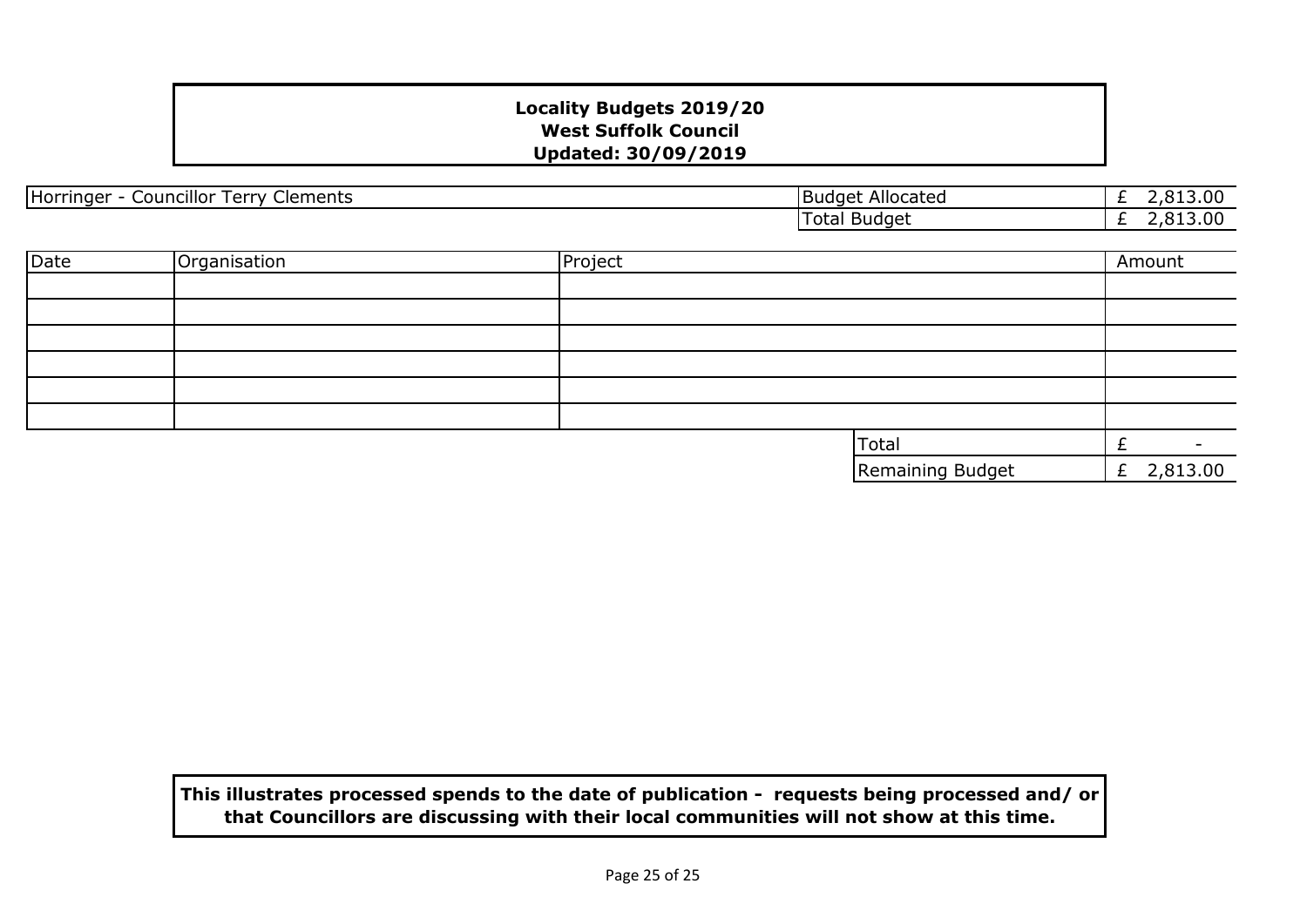**Locality Budgets 2019/20**
**West Suffolk Council**
**Updated: 30/09/2019**

| | | |
|---|---|---|
| Horringer - Councillor Terry Clements | Budget Allocated | £ 2,813.00 |
| | Total Budget | £ 2,813.00 |

| Date | Organisation | Project | Amount |
|---|---|---|---|
| | | | |
| | | | |
| | | | |
| | | | |
| | | | |
| | | | |
| | | Total | £ - |
| | | Remaining Budget | £ 2,813.00 |

**This illustrates processed spends to the date of publication - requests being processed and/ or that Councillors are discussing with their local communities will not show at this time.**